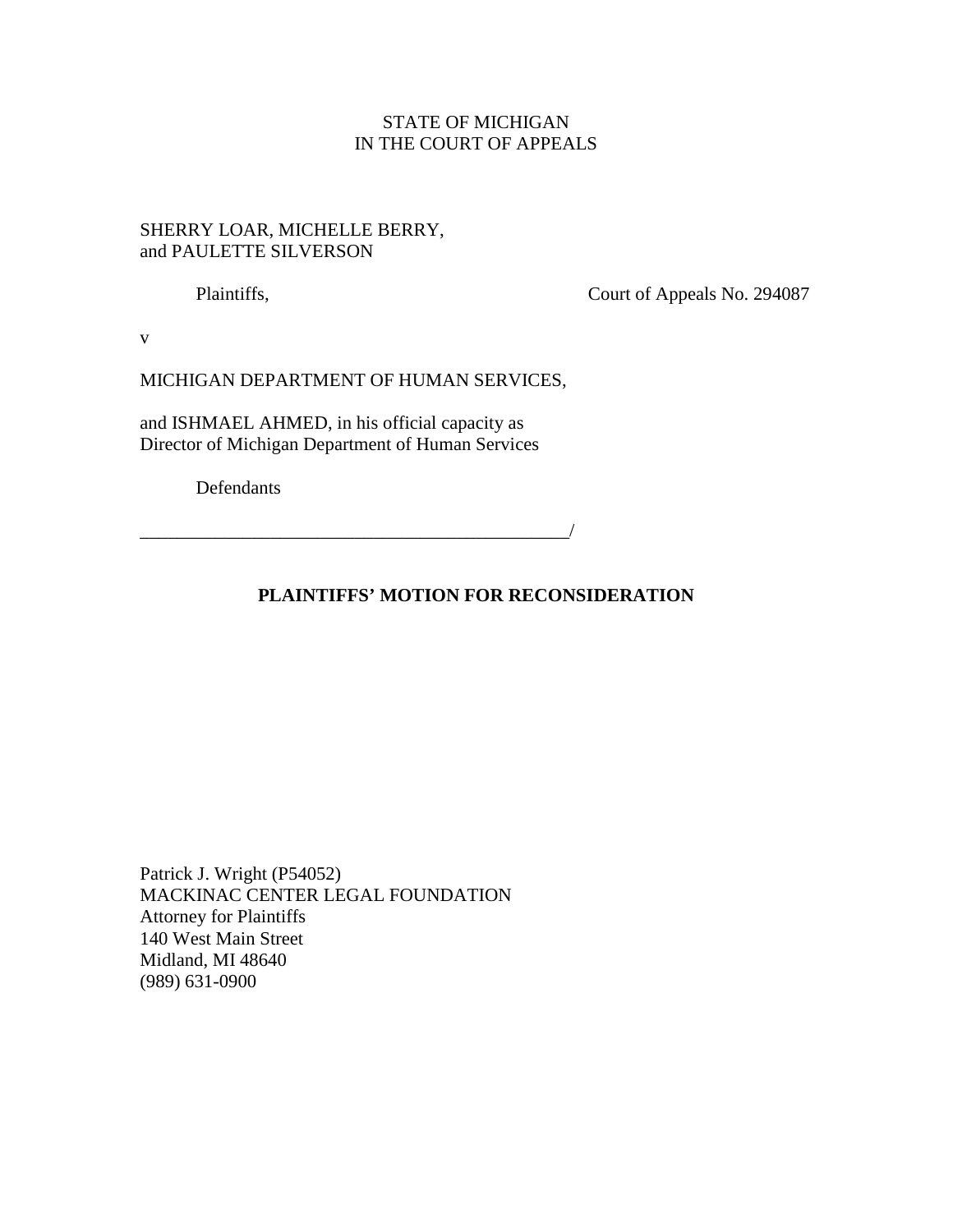STATE OF MICHIGAN
IN THE COURT OF APPEALS

SHERRY LOAR, MICHELLE BERRY,
and PAULETTE SILVERSON

Plaintiffs, Court of Appeals No. 294087

v

MICHIGAN DEPARTMENT OF HUMAN SERVICES,

and ISHMAEL AHMED, in his official capacity as
Director of Michigan Department of Human Services

Defendants

_______________________________________________/

**PLAINTIFFS' MOTION FOR RECONSIDERATION**

Patrick J. Wright (P54052)
MACKINAC CENTER LEGAL FOUNDATION
Attorney for Plaintiffs
140 West Main Street
Midland, MI 48640
(989) 631-0900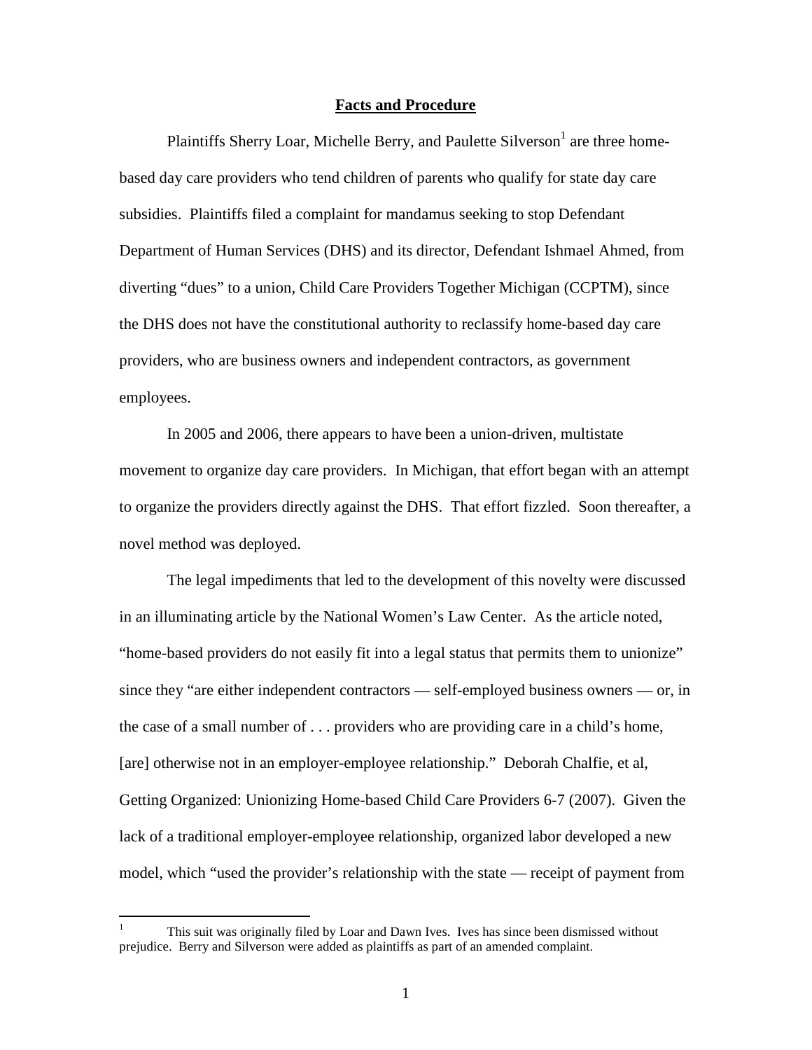## **Facts and Procedure**

Plaintiffs Sherry Loar, Michelle Berry, and Paulette Silverson[1] are three home-based day care providers who tend children of parents who qualify for state day care subsidies. Plaintiffs filed a complaint for mandamus seeking to stop Defendant Department of Human Services (DHS) and its director, Defendant Ishmael Ahmed, from diverting "dues" to a union, Child Care Providers Together Michigan (CCPTM), since the DHS does not have the constitutional authority to reclassify home-based day care providers, who are business owners and independent contractors, as government employees.

In 2005 and 2006, there appears to have been a union-driven, multistate movement to organize day care providers. In Michigan, that effort began with an attempt to organize the providers directly against the DHS. That effort fizzled. Soon thereafter, a novel method was deployed.

The legal impediments that led to the development of this novelty were discussed in an illuminating article by the National Women's Law Center. As the article noted, "home-based providers do not easily fit into a legal status that permits them to unionize" since they "are either independent contractors — self-employed business owners — or, in the case of a small number of . . . providers who are providing care in a child's home, [are] otherwise not in an employer-employee relationship." Deborah Chalfie, et al, Getting Organized: Unionizing Home-based Child Care Providers 6-7 (2007). Given the lack of a traditional employer-employee relationship, organized labor developed a new model, which "used the provider's relationship with the state — receipt of payment from

---

[1] This suit was originally filed by Loar and Dawn Ives. Ives has since been dismissed without prejudice. Berry and Silverson were added as plaintiffs as part of an amended complaint.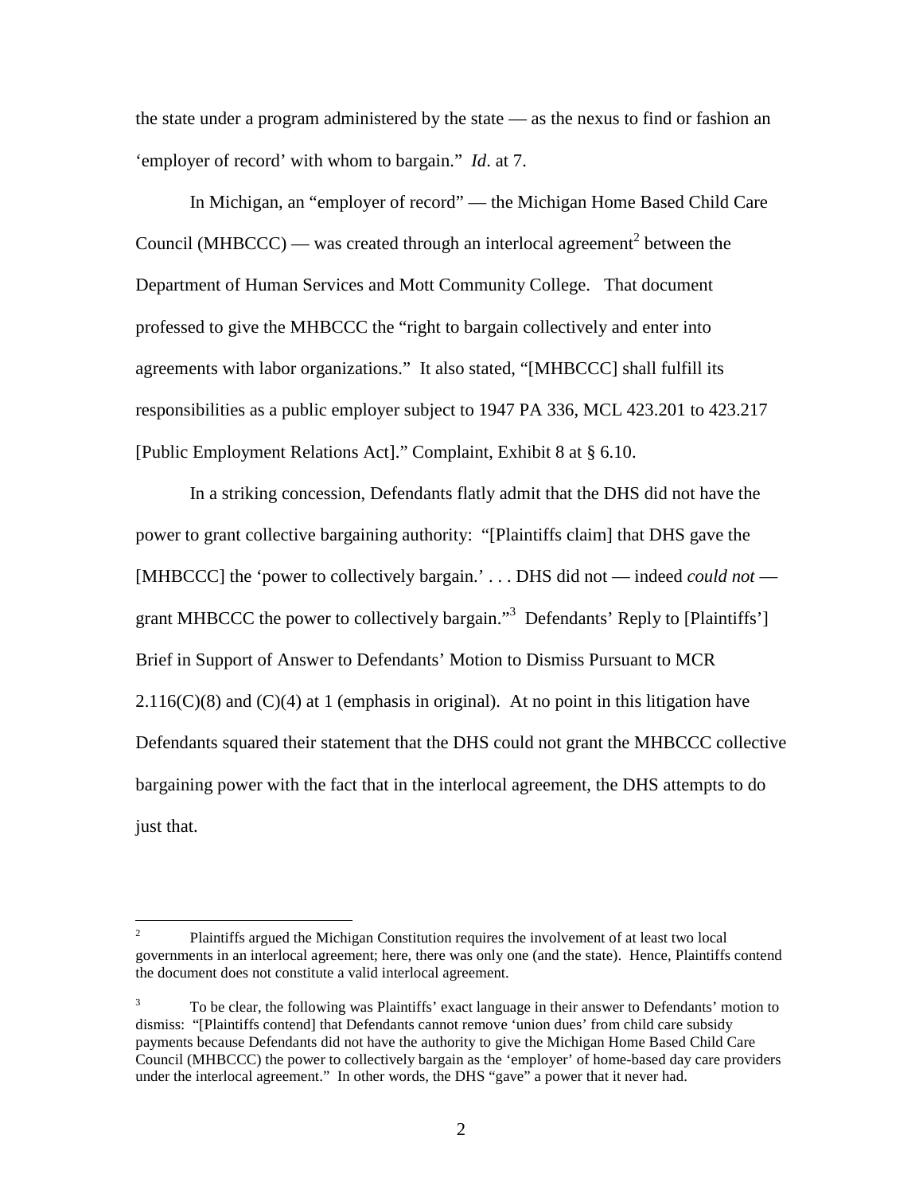the state under a program administered by the state — as the nexus to find or fashion an 'employer of record' with whom to bargain." *Id*. at 7.

In Michigan, an "employer of record" — the Michigan Home Based Child Care Council (MHBCCC) — was created through an interlocal agreement[2] between the Department of Human Services and Mott Community College. That document professed to give the MHBCCC the "right to bargain collectively and enter into agreements with labor organizations." It also stated, "[MHBCCC] shall fulfill its responsibilities as a public employer subject to 1947 PA 336, MCL 423.201 to 423.217 [Public Employment Relations Act]." Complaint, Exhibit 8 at § 6.10.

In a striking concession, Defendants flatly admit that the DHS did not have the power to grant collective bargaining authority: "[Plaintiffs claim] that DHS gave the [MHBCCC] the 'power to collectively bargain.' . . . DHS did not — indeed *could not* — grant MHBCCC the power to collectively bargain."[3] Defendants' Reply to [Plaintiffs'] Brief in Support of Answer to Defendants' Motion to Dismiss Pursuant to MCR 2.116(C)(8) and (C)(4) at 1 (emphasis in original). At no point in this litigation have Defendants squared their statement that the DHS could not grant the MHBCCC collective bargaining power with the fact that in the interlocal agreement, the DHS attempts to do just that.

---

[2] Plaintiffs argued the Michigan Constitution requires the involvement of at least two local governments in an interlocal agreement; here, there was only one (and the state). Hence, Plaintiffs contend the document does not constitute a valid interlocal agreement.

[3] To be clear, the following was Plaintiffs' exact language in their answer to Defendants' motion to dismiss: "[Plaintiffs contend] that Defendants cannot remove 'union dues' from child care subsidy payments because Defendants did not have the authority to give the Michigan Home Based Child Care Council (MHBCCC) the power to collectively bargain as the 'employer' of home-based day care providers under the interlocal agreement." In other words, the DHS "gave" a power that it never had.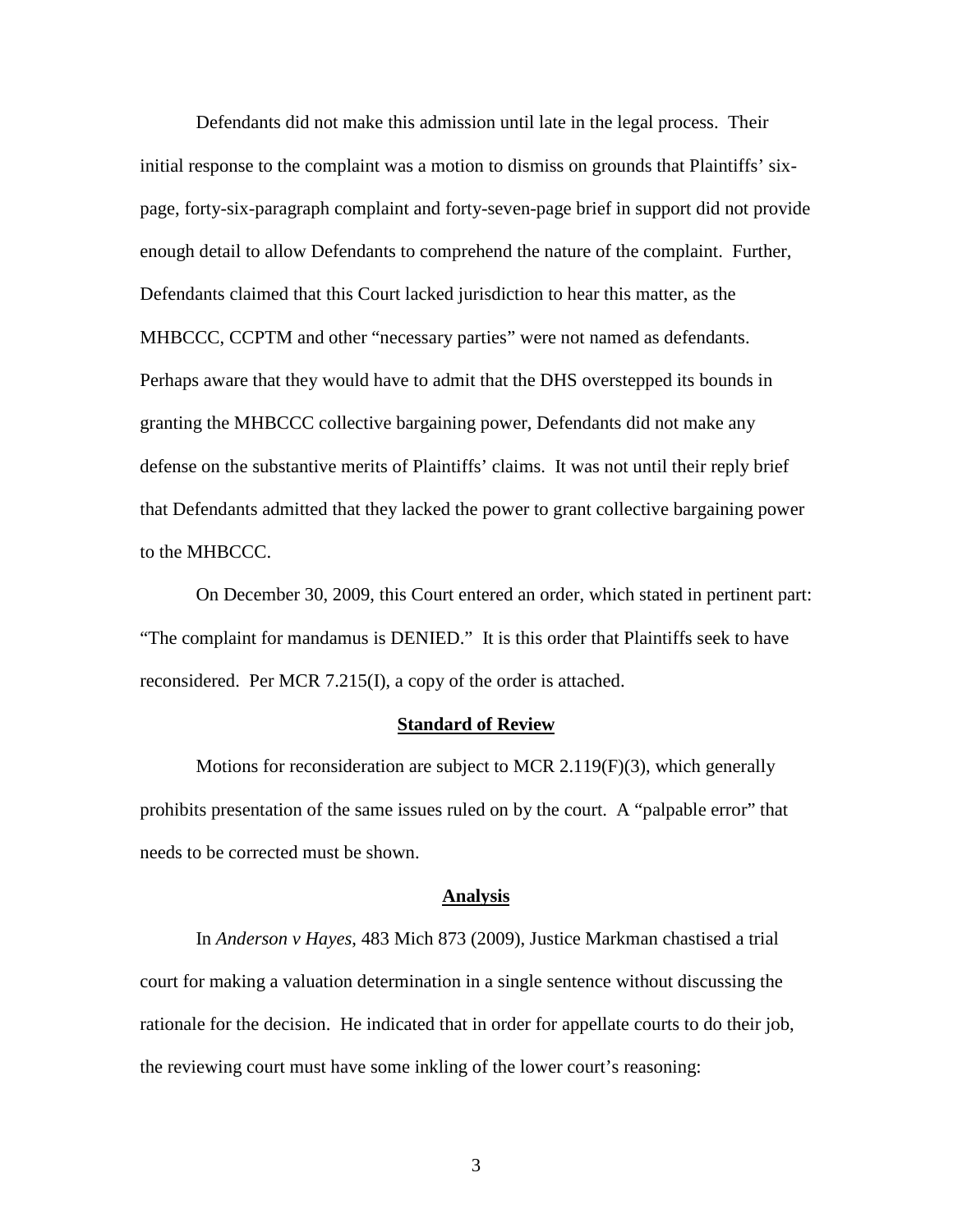Defendants did not make this admission until late in the legal process. Their initial response to the complaint was a motion to dismiss on grounds that Plaintiffs' six-page, forty-six-paragraph complaint and forty-seven-page brief in support did not provide enough detail to allow Defendants to comprehend the nature of the complaint. Further, Defendants claimed that this Court lacked jurisdiction to hear this matter, as the MHBCCC, CCPTM and other "necessary parties" were not named as defendants. Perhaps aware that they would have to admit that the DHS overstepped its bounds in granting the MHBCCC collective bargaining power, Defendants did not make any defense on the substantive merits of Plaintiffs' claims. It was not until their reply brief that Defendants admitted that they lacked the power to grant collective bargaining power to the MHBCCC.

On December 30, 2009, this Court entered an order, which stated in pertinent part: "The complaint for mandamus is DENIED." It is this order that Plaintiffs seek to have reconsidered. Per MCR 7.215(I), a copy of the order is attached.

## Standard of Review

Motions for reconsideration are subject to MCR 2.119(F)(3), which generally prohibits presentation of the same issues ruled on by the court. A "palpable error" that needs to be corrected must be shown.

## Analysis

In *Anderson v Hayes*, 483 Mich 873 (2009), Justice Markman chastised a trial court for making a valuation determination in a single sentence without discussing the rationale for the decision. He indicated that in order for appellate courts to do their job, the reviewing court must have some inkling of the lower court's reasoning: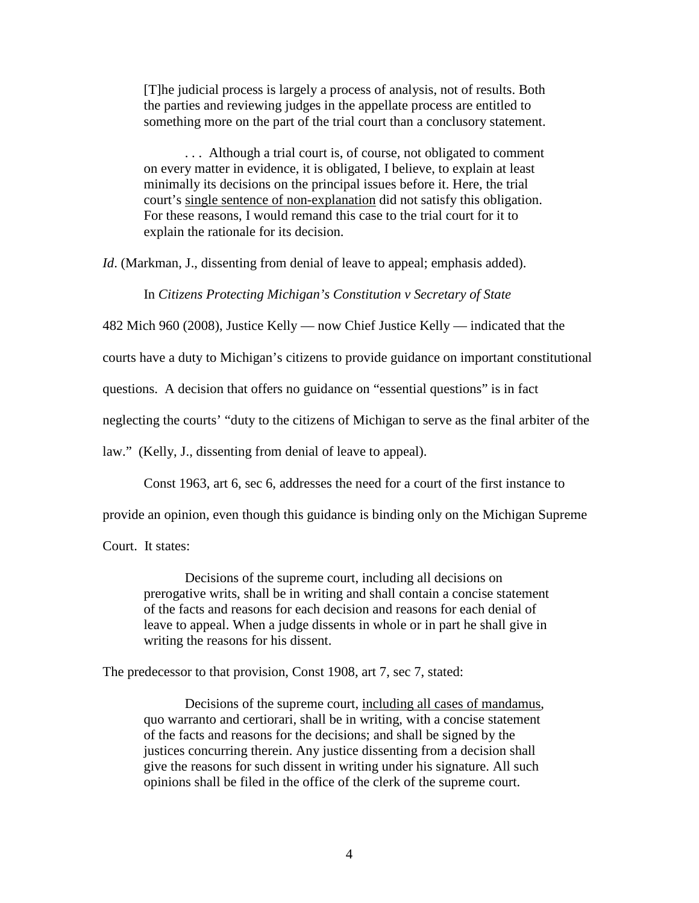> [T]he judicial process is largely a process of analysis, not of results. Both the parties and reviewing judges in the appellate process are entitled to something more on the part of the trial court than a conclusory statement.
>
> . . . Although a trial court is, of course, not obligated to comment on every matter in evidence, it is obligated, I believe, to explain at least minimally its decisions on the principal issues before it. Here, the trial court's <u>single sentence of non-explanation</u> did not satisfy this obligation. For these reasons, I would remand this case to the trial court for it to explain the rationale for its decision.

*Id*. (Markman, J., dissenting from denial of leave to appeal; emphasis added).

In *Citizens Protecting Michigan's Constitution v Secretary of State* 482 Mich 960 (2008), Justice Kelly — now Chief Justice Kelly — indicated that the courts have a duty to Michigan's citizens to provide guidance on important constitutional questions. A decision that offers no guidance on "essential questions" is in fact neglecting the courts' "duty to the citizens of Michigan to serve as the final arbiter of the law." (Kelly, J., dissenting from denial of leave to appeal).

Const 1963, art 6, sec 6, addresses the need for a court of the first instance to provide an opinion, even though this guidance is binding only on the Michigan Supreme Court. It states:

> Decisions of the supreme court, including all decisions on prerogative writs, shall be in writing and shall contain a concise statement of the facts and reasons for each decision and reasons for each denial of leave to appeal. When a judge dissents in whole or in part he shall give in writing the reasons for his dissent.

The predecessor to that provision, Const 1908, art 7, sec 7, stated:

> Decisions of the supreme court, <u>including all cases of mandamus</u>, quo warranto and certiorari, shall be in writing, with a concise statement of the facts and reasons for the decisions; and shall be signed by the justices concurring therein. Any justice dissenting from a decision shall give the reasons for such dissent in writing under his signature. All such opinions shall be filed in the office of the clerk of the supreme court.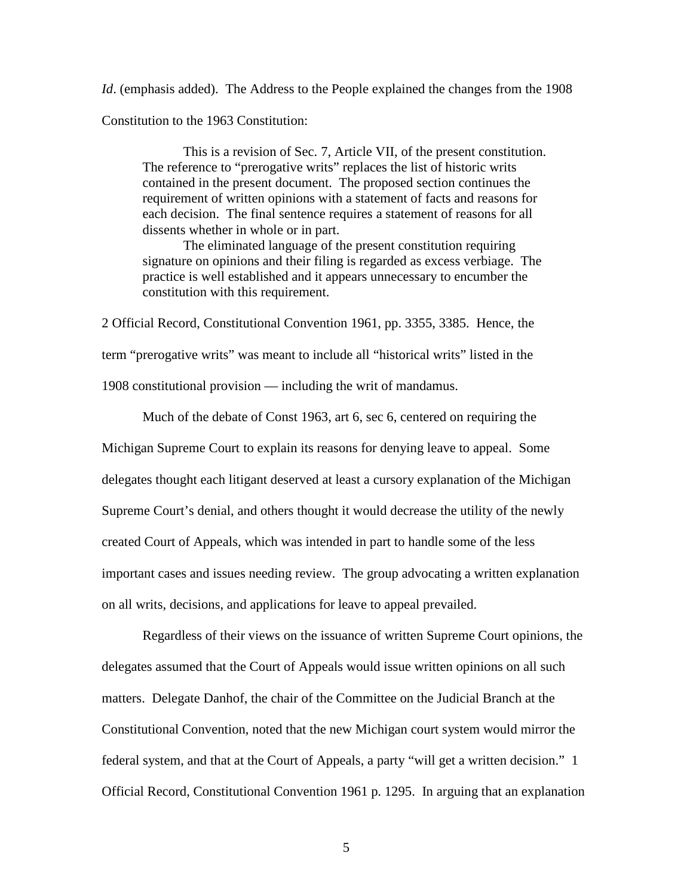*Id*. (emphasis added). The Address to the People explained the changes from the 1908 Constitution to the 1963 Constitution:

> This is a revision of Sec. 7, Article VII, of the present constitution. The reference to "prerogative writs" replaces the list of historic writs contained in the present document. The proposed section continues the requirement of written opinions with a statement of facts and reasons for each decision. The final sentence requires a statement of reasons for all dissents whether in whole or in part.
>
> The eliminated language of the present constitution requiring signature on opinions and their filing is regarded as excess verbiage. The practice is well established and it appears unnecessary to encumber the constitution with this requirement.

2 Official Record, Constitutional Convention 1961, pp. 3355, 3385. Hence, the term "prerogative writs" was meant to include all "historical writs" listed in the 1908 constitutional provision — including the writ of mandamus.

Much of the debate of Const 1963, art 6, sec 6, centered on requiring the Michigan Supreme Court to explain its reasons for denying leave to appeal. Some delegates thought each litigant deserved at least a cursory explanation of the Michigan Supreme Court's denial, and others thought it would decrease the utility of the newly created Court of Appeals, which was intended in part to handle some of the less important cases and issues needing review. The group advocating a written explanation on all writs, decisions, and applications for leave to appeal prevailed.

Regardless of their views on the issuance of written Supreme Court opinions, the delegates assumed that the Court of Appeals would issue written opinions on all such matters. Delegate Danhof, the chair of the Committee on the Judicial Branch at the Constitutional Convention, noted that the new Michigan court system would mirror the federal system, and that at the Court of Appeals, a party "will get a written decision." 1 Official Record, Constitutional Convention 1961 p. 1295. In arguing that an explanation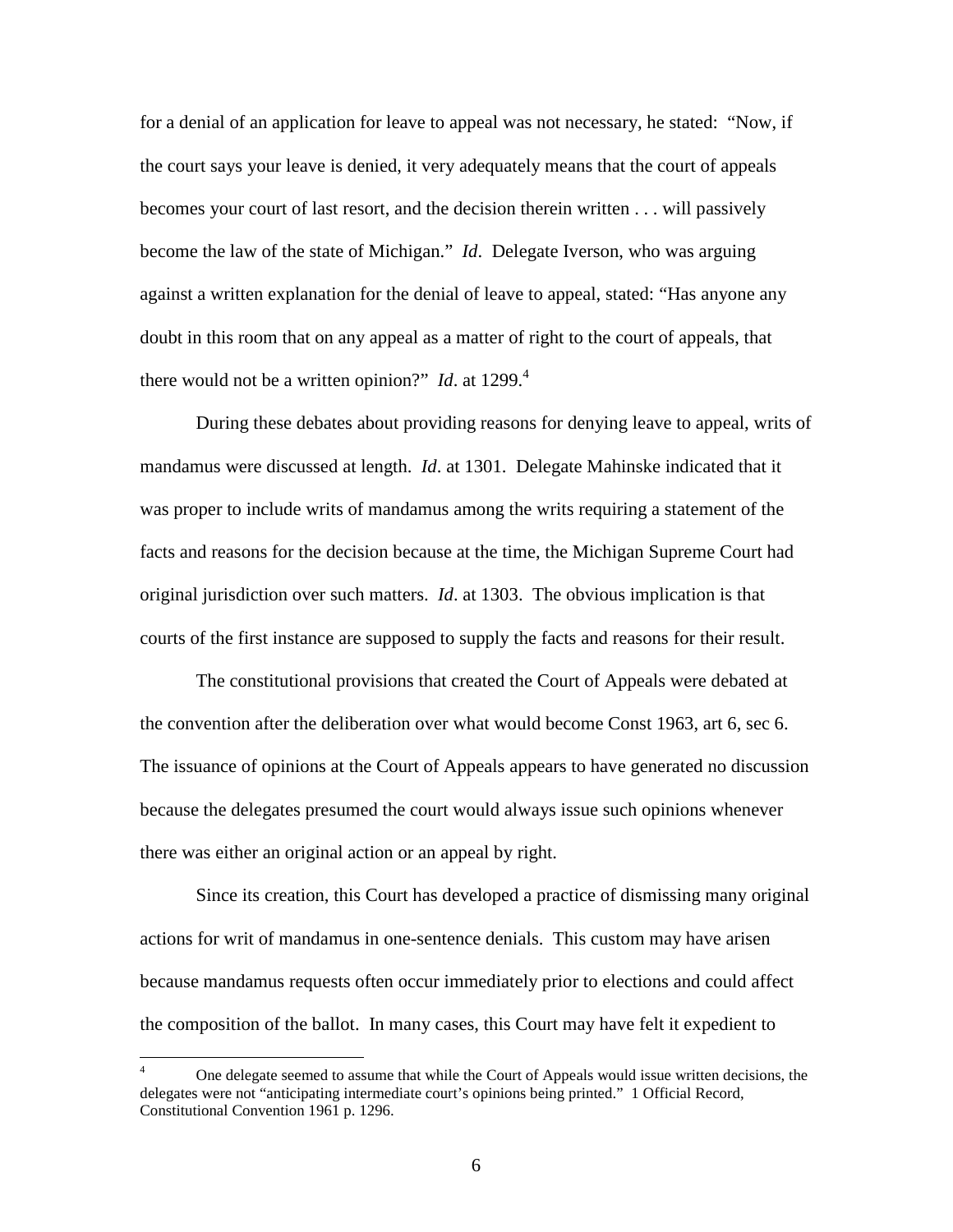for a denial of an application for leave to appeal was not necessary, he stated: "Now, if the court says your leave is denied, it very adequately means that the court of appeals becomes your court of last resort, and the decision therein written . . . will passively become the law of the state of Michigan." *Id*. Delegate Iverson, who was arguing against a written explanation for the denial of leave to appeal, stated: "Has anyone any doubt in this room that on any appeal as a matter of right to the court of appeals, that there would not be a written opinion?" *Id*. at 1299.[4]

During these debates about providing reasons for denying leave to appeal, writs of mandamus were discussed at length. *Id*. at 1301. Delegate Mahinske indicated that it was proper to include writs of mandamus among the writs requiring a statement of the facts and reasons for the decision because at the time, the Michigan Supreme Court had original jurisdiction over such matters. *Id*. at 1303. The obvious implication is that courts of the first instance are supposed to supply the facts and reasons for their result.

The constitutional provisions that created the Court of Appeals were debated at the convention after the deliberation over what would become Const 1963, art 6, sec 6. The issuance of opinions at the Court of Appeals appears to have generated no discussion because the delegates presumed the court would always issue such opinions whenever there was either an original action or an appeal by right.

Since its creation, this Court has developed a practice of dismissing many original actions for writ of mandamus in one-sentence denials. This custom may have arisen because mandamus requests often occur immediately prior to elections and could affect the composition of the ballot. In many cases, this Court may have felt it expedient to

[4] One delegate seemed to assume that while the Court of Appeals would issue written decisions, the delegates were not "anticipating intermediate court's opinions being printed." 1 Official Record, Constitutional Convention 1961 p. 1296.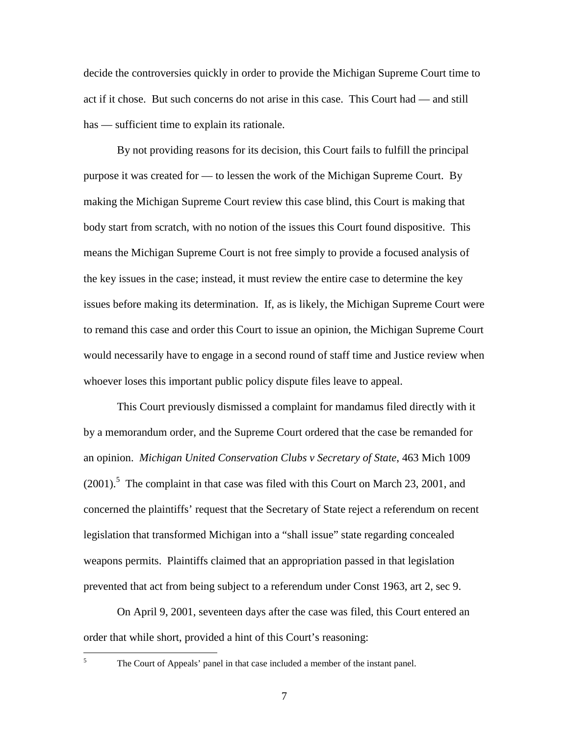decide the controversies quickly in order to provide the Michigan Supreme Court time to act if it chose. But such concerns do not arise in this case. This Court had — and still has — sufficient time to explain its rationale.

By not providing reasons for its decision, this Court fails to fulfill the principal purpose it was created for — to lessen the work of the Michigan Supreme Court. By making the Michigan Supreme Court review this case blind, this Court is making that body start from scratch, with no notion of the issues this Court found dispositive. This means the Michigan Supreme Court is not free simply to provide a focused analysis of the key issues in the case; instead, it must review the entire case to determine the key issues before making its determination. If, as is likely, the Michigan Supreme Court were to remand this case and order this Court to issue an opinion, the Michigan Supreme Court would necessarily have to engage in a second round of staff time and Justice review when whoever loses this important public policy dispute files leave to appeal.

This Court previously dismissed a complaint for mandamus filed directly with it by a memorandum order, and the Supreme Court ordered that the case be remanded for an opinion. *Michigan United Conservation Clubs v Secretary of State*, 463 Mich 1009 (2001).[5] The complaint in that case was filed with this Court on March 23, 2001, and concerned the plaintiffs' request that the Secretary of State reject a referendum on recent legislation that transformed Michigan into a "shall issue" state regarding concealed weapons permits. Plaintiffs claimed that an appropriation passed in that legislation prevented that act from being subject to a referendum under Const 1963, art 2, sec 9.

On April 9, 2001, seventeen days after the case was filed, this Court entered an order that while short, provided a hint of this Court's reasoning:

---

[5] The Court of Appeals' panel in that case included a member of the instant panel.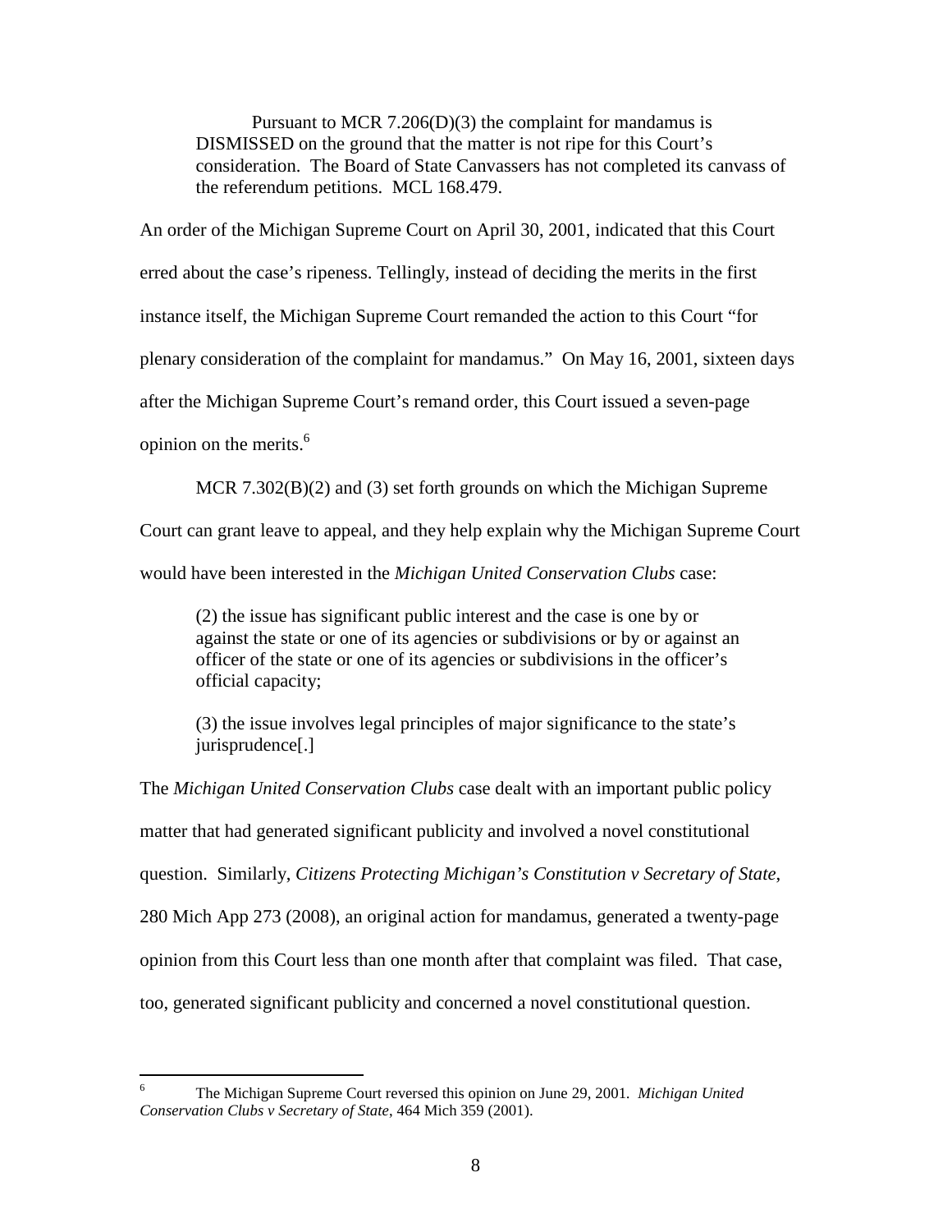> Pursuant to MCR 7.206(D)(3) the complaint for mandamus is DISMISSED on the ground that the matter is not ripe for this Court's consideration. The Board of State Canvassers has not completed its canvass of the referendum petitions. MCL 168.479.

An order of the Michigan Supreme Court on April 30, 2001, indicated that this Court erred about the case's ripeness. Tellingly, instead of deciding the merits in the first instance itself, the Michigan Supreme Court remanded the action to this Court "for plenary consideration of the complaint for mandamus." On May 16, 2001, sixteen days after the Michigan Supreme Court's remand order, this Court issued a seven-page opinion on the merits.[6]

MCR 7.302(B)(2) and (3) set forth grounds on which the Michigan Supreme Court can grant leave to appeal, and they help explain why the Michigan Supreme Court would have been interested in the *Michigan United Conservation Clubs* case:

> (2) the issue has significant public interest and the case is one by or against the state or one of its agencies or subdivisions or by or against an officer of the state or one of its agencies or subdivisions in the officer's official capacity;
>
> (3) the issue involves legal principles of major significance to the state's jurisprudence[.]

The *Michigan United Conservation Clubs* case dealt with an important public policy matter that had generated significant publicity and involved a novel constitutional question. Similarly, *Citizens Protecting Michigan's Constitution v Secretary of State*, 280 Mich App 273 (2008), an original action for mandamus, generated a twenty-page opinion from this Court less than one month after that complaint was filed. That case, too, generated significant publicity and concerned a novel constitutional question.

---

[6] The Michigan Supreme Court reversed this opinion on June 29, 2001. *Michigan United Conservation Clubs v Secretary of State*, 464 Mich 359 (2001).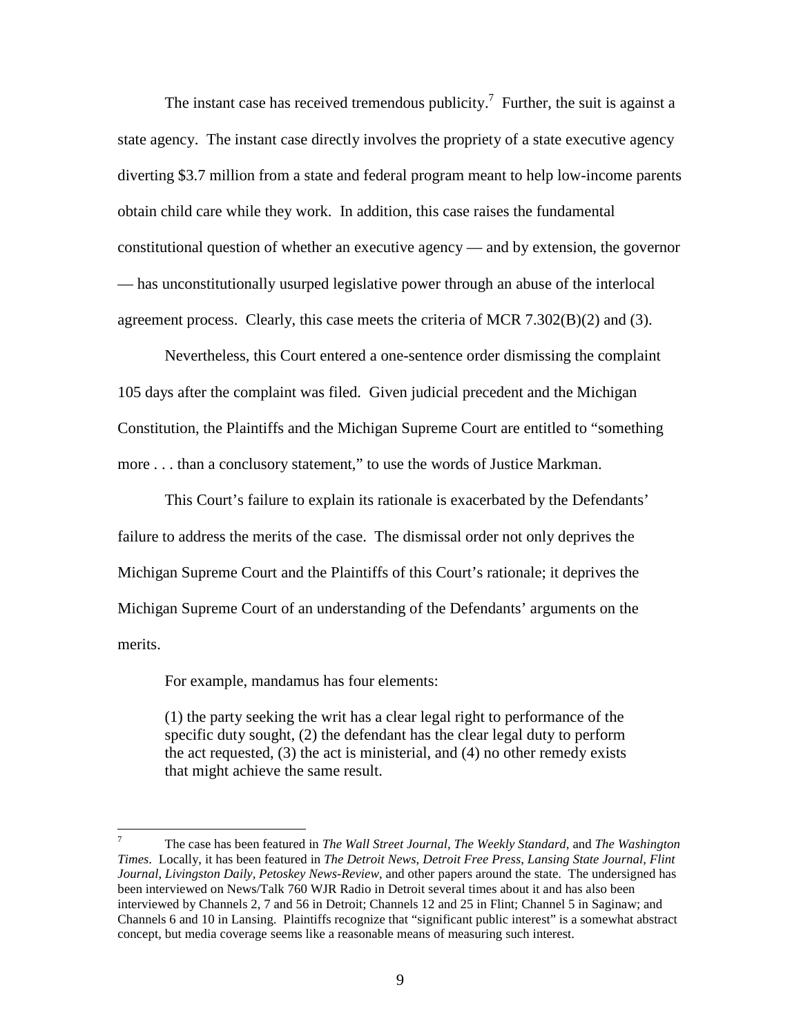The instant case has received tremendous publicity.[7] Further, the suit is against a state agency. The instant case directly involves the propriety of a state executive agency diverting $3.7 million from a state and federal program meant to help low-income parents obtain child care while they work. In addition, this case raises the fundamental constitutional question of whether an executive agency — and by extension, the governor — has unconstitutionally usurped legislative power through an abuse of the interlocal agreement process. Clearly, this case meets the criteria of MCR 7.302(B)(2) and (3).

Nevertheless, this Court entered a one-sentence order dismissing the complaint 105 days after the complaint was filed. Given judicial precedent and the Michigan Constitution, the Plaintiffs and the Michigan Supreme Court are entitled to "something more . . . than a conclusory statement," to use the words of Justice Markman.

This Court's failure to explain its rationale is exacerbated by the Defendants' failure to address the merits of the case. The dismissal order not only deprives the Michigan Supreme Court and the Plaintiffs of this Court's rationale; it deprives the Michigan Supreme Court of an understanding of the Defendants' arguments on the merits.

For example, mandamus has four elements:

> (1) the party seeking the writ has a clear legal right to performance of the specific duty sought, (2) the defendant has the clear legal duty to perform the act requested, (3) the act is ministerial, and (4) no other remedy exists that might achieve the same result.

---

[7] The case has been featured in *The Wall Street Journal*, *The Weekly Standard*, and *The Washington Times*. Locally, it has been featured in *The Detroit News*, *Detroit Free Press*, *Lansing State Journal*, *Flint Journal*, *Livingston Daily*, *Petoskey News-Review*, and other papers around the state. The undersigned has been interviewed on News/Talk 760 WJR Radio in Detroit several times about it and has also been interviewed by Channels 2, 7 and 56 in Detroit; Channels 12 and 25 in Flint; Channel 5 in Saginaw; and Channels 6 and 10 in Lansing. Plaintiffs recognize that "significant public interest" is a somewhat abstract concept, but media coverage seems like a reasonable means of measuring such interest.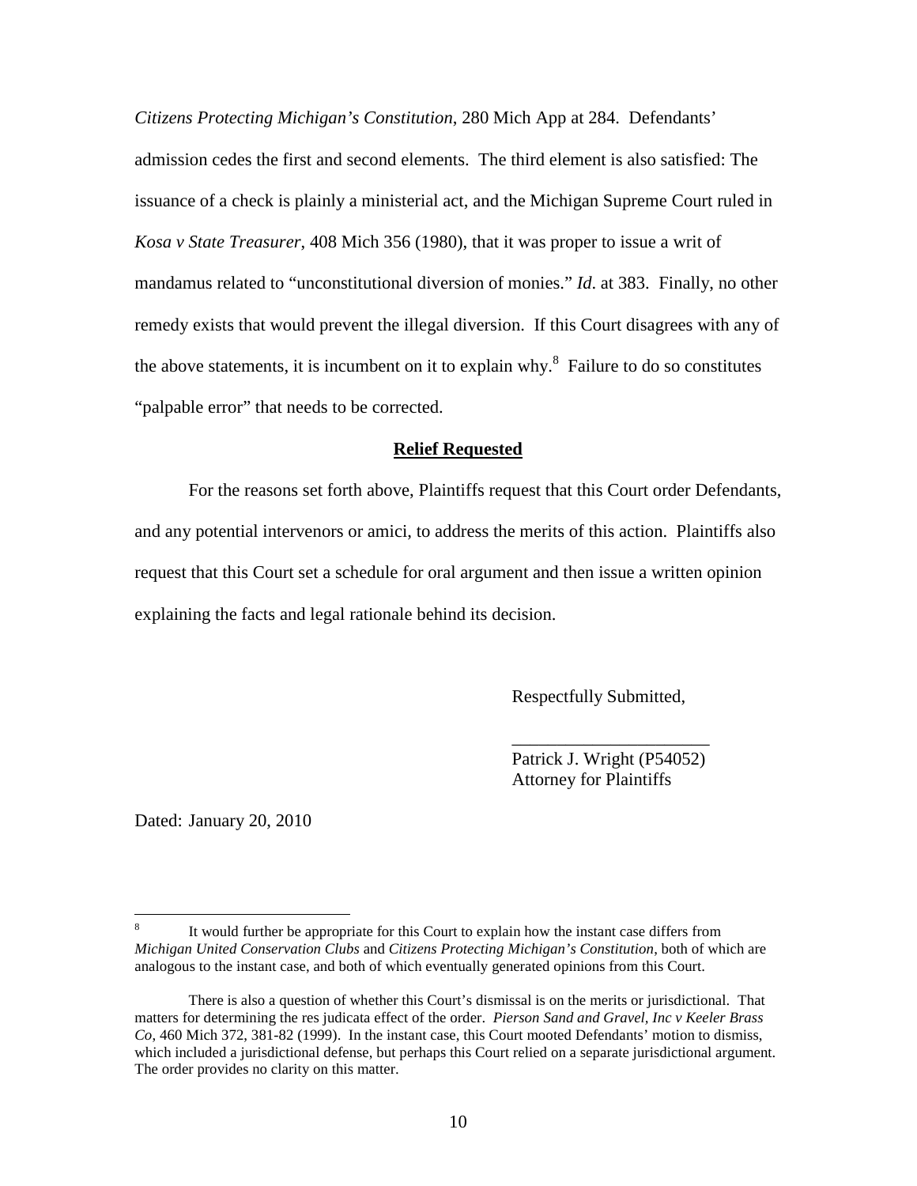*Citizens Protecting Michigan's Constitution*, 280 Mich App at 284. Defendants' admission cedes the first and second elements. The third element is also satisfied: The issuance of a check is plainly a ministerial act, and the Michigan Supreme Court ruled in *Kosa v State Treasurer*, 408 Mich 356 (1980), that it was proper to issue a writ of mandamus related to "unconstitutional diversion of monies." *Id*. at 383. Finally, no other remedy exists that would prevent the illegal diversion. If this Court disagrees with any of the above statements, it is incumbent on it to explain why.[8] Failure to do so constitutes "palpable error" that needs to be corrected.

**Relief Requested**

For the reasons set forth above, Plaintiffs request that this Court order Defendants, and any potential intervenors or amici, to address the merits of this action. Plaintiffs also request that this Court set a schedule for oral argument and then issue a written opinion explaining the facts and legal rationale behind its decision.

Respectfully Submitted,

______________________
Patrick J. Wright (P54052)
Attorney for Plaintiffs

Dated: January 20, 2010

[8] It would further be appropriate for this Court to explain how the instant case differs from *Michigan United Conservation Clubs* and *Citizens Protecting Michigan's Constitution*, both of which are analogous to the instant case, and both of which eventually generated opinions from this Court.

There is also a question of whether this Court's dismissal is on the merits or jurisdictional. That matters for determining the res judicata effect of the order. *Pierson Sand and Gravel, Inc v Keeler Brass Co*, 460 Mich 372, 381-82 (1999). In the instant case, this Court mooted Defendants' motion to dismiss, which included a jurisdictional defense, but perhaps this Court relied on a separate jurisdictional argument. The order provides no clarity on this matter.